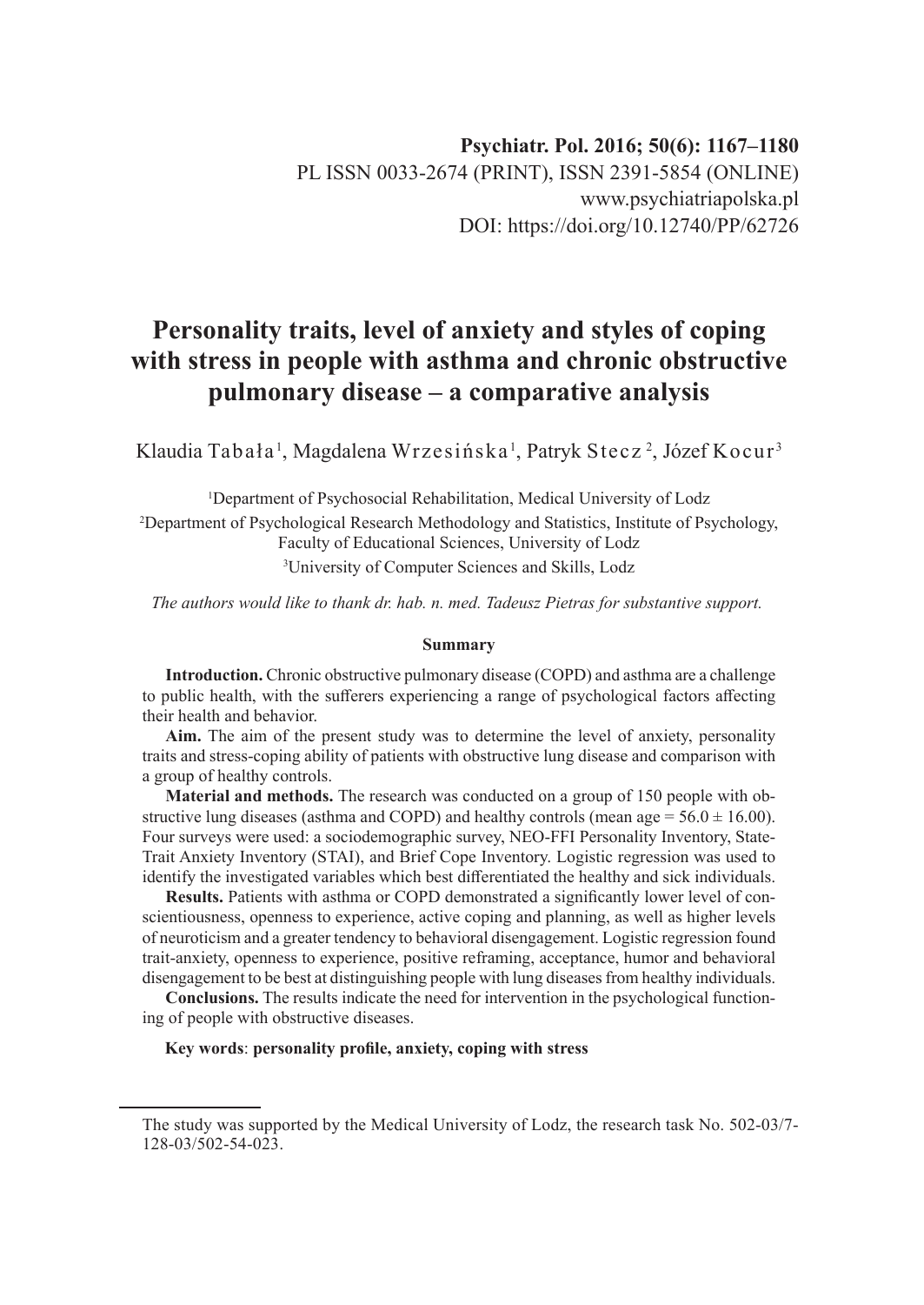**Psychiatr. Pol. 2016; 50(6): 1167–1180**
PL ISSN 0033-2674 (PRINT), ISSN 2391-5854 (ONLINE)
www.psychiatriapolska.pl
DOI: https://doi.org/10.12740/PP/62726

# Personality traits, level of anxiety and styles of coping with stress in people with asthma and chronic obstructive pulmonary disease – a comparative analysis

Klaudia Tabała[1], Magdalena Wrzesińska[1], Patryk Stecz[2], Józef Kocur[3]

[1]Department of Psychosocial Rehabilitation, Medical University of Lodz
[2]Department of Psychological Research Methodology and Statistics, Institute of Psychology, Faculty of Educational Sciences, University of Lodz
[3]University of Computer Sciences and Skills, Lodz

*The authors would like to thank dr. hab. n. med. Tadeusz Pietras for substantive support.*

**Summary**

**Introduction.** Chronic obstructive pulmonary disease (COPD) and asthma are a challenge to public health, with the sufferers experiencing a range of psychological factors affecting their health and behavior.

**Aim.** The aim of the present study was to determine the level of anxiety, personality traits and stress-coping ability of patients with obstructive lung disease and comparison with a group of healthy controls.

**Material and methods.** The research was conducted on a group of 150 people with obstructive lung diseases (asthma and COPD) and healthy controls (mean age = 56.0 ± 16.00). Four surveys were used: a sociodemographic survey, NEO-FFI Personality Inventory, State-Trait Anxiety Inventory (STAI), and Brief Cope Inventory. Logistic regression was used to identify the investigated variables which best differentiated the healthy and sick individuals.

**Results.** Patients with asthma or COPD demonstrated a significantly lower level of conscientiousness, openness to experience, active coping and planning, as well as higher levels of neuroticism and a greater tendency to behavioral disengagement. Logistic regression found trait-anxiety, openness to experience, positive reframing, acceptance, humor and behavioral disengagement to be best at distinguishing people with lung diseases from healthy individuals.

**Conclusions.** The results indicate the need for intervention in the psychological functioning of people with obstructive diseases.

**Key words**: **personality profile, anxiety, coping with stress**

The study was supported by the Medical University of Lodz, the research task No. 502-03/7-128-03/502-54-023.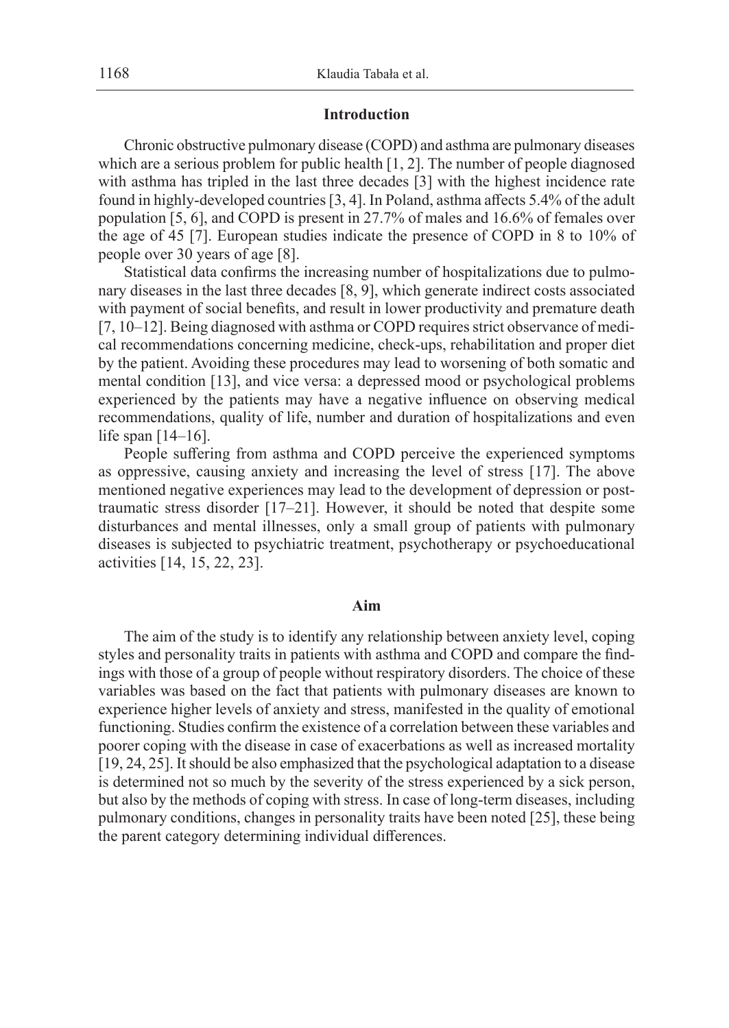## Introduction

Chronic obstructive pulmonary disease (COPD) and asthma are pulmonary diseases which are a serious problem for public health [1, 2]. The number of people diagnosed with asthma has tripled in the last three decades [3] with the highest incidence rate found in highly-developed countries [3, 4]. In Poland, asthma affects 5.4% of the adult population [5, 6], and COPD is present in 27.7% of males and 16.6% of females over the age of 45 [7]. European studies indicate the presence of COPD in 8 to 10% of people over 30 years of age [8].

Statistical data confirms the increasing number of hospitalizations due to pulmonary diseases in the last three decades [8, 9], which generate indirect costs associated with payment of social benefits, and result in lower productivity and premature death [7, 10–12]. Being diagnosed with asthma or COPD requires strict observance of medical recommendations concerning medicine, check-ups, rehabilitation and proper diet by the patient. Avoiding these procedures may lead to worsening of both somatic and mental condition [13], and vice versa: a depressed mood or psychological problems experienced by the patients may have a negative influence on observing medical recommendations, quality of life, number and duration of hospitalizations and even life span [14–16].

People suffering from asthma and COPD perceive the experienced symptoms as oppressive, causing anxiety and increasing the level of stress [17]. The above mentioned negative experiences may lead to the development of depression or post-traumatic stress disorder [17–21]. However, it should be noted that despite some disturbances and mental illnesses, only a small group of patients with pulmonary diseases is subjected to psychiatric treatment, psychotherapy or psychoeducational activities [14, 15, 22, 23].

## Aim

The aim of the study is to identify any relationship between anxiety level, coping styles and personality traits in patients with asthma and COPD and compare the findings with those of a group of people without respiratory disorders. The choice of these variables was based on the fact that patients with pulmonary diseases are known to experience higher levels of anxiety and stress, manifested in the quality of emotional functioning. Studies confirm the existence of a correlation between these variables and poorer coping with the disease in case of exacerbations as well as increased mortality [19, 24, 25]. It should be also emphasized that the psychological adaptation to a disease is determined not so much by the severity of the stress experienced by a sick person, but also by the methods of coping with stress. In case of long-term diseases, including pulmonary conditions, changes in personality traits have been noted [25], these being the parent category determining individual differences.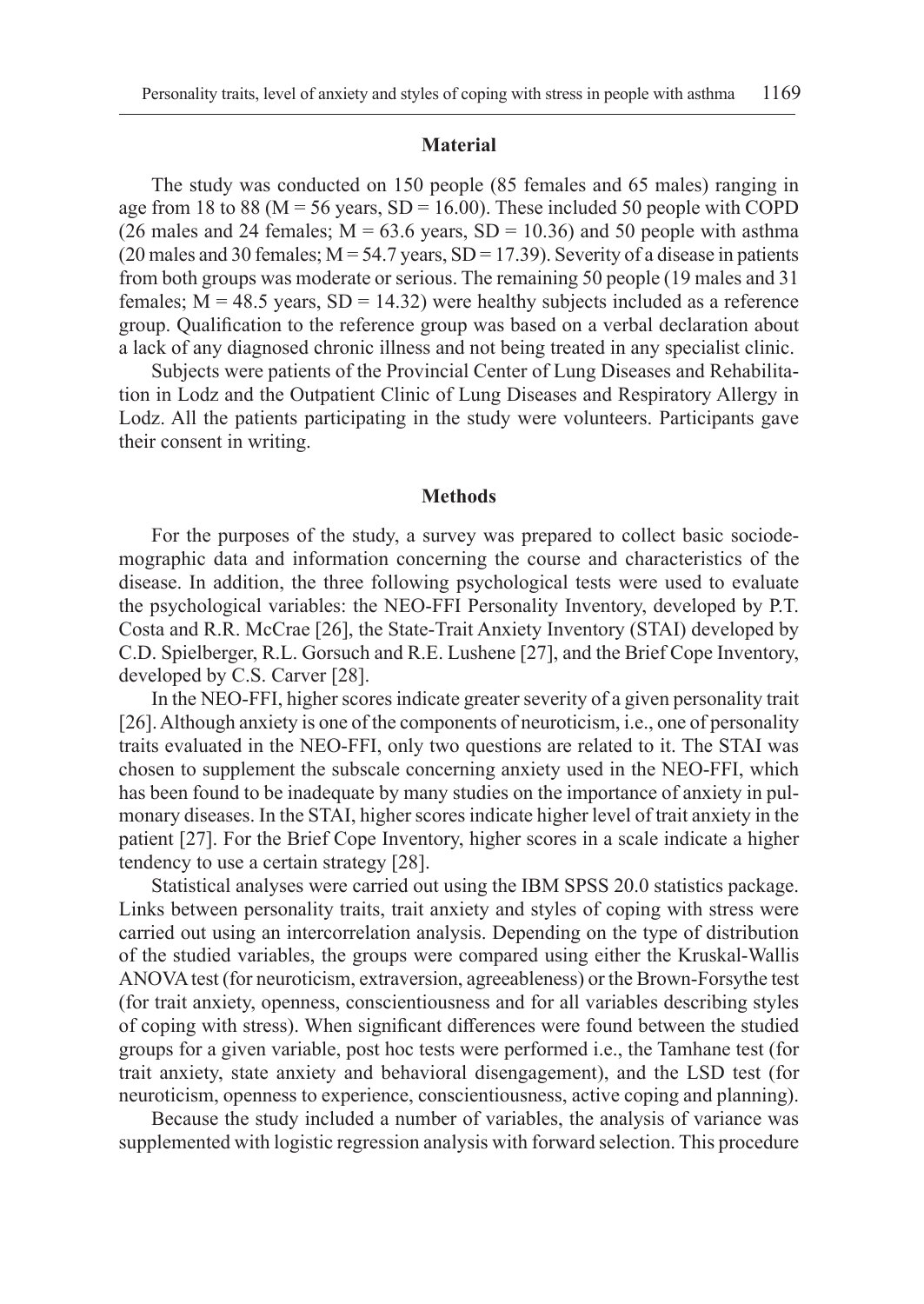## Material

The study was conducted on 150 people (85 females and 65 males) ranging in age from 18 to 88 (M = 56 years, SD = 16.00). These included 50 people with COPD (26 males and 24 females; M = 63.6 years, SD = 10.36) and 50 people with asthma (20 males and 30 females; M = 54.7 years, SD = 17.39). Severity of a disease in patients from both groups was moderate or serious. The remaining 50 people (19 males and 31 females; M = 48.5 years, SD = 14.32) were healthy subjects included as a reference group. Qualification to the reference group was based on a verbal declaration about a lack of any diagnosed chronic illness and not being treated in any specialist clinic.

Subjects were patients of the Provincial Center of Lung Diseases and Rehabilitation in Lodz and the Outpatient Clinic of Lung Diseases and Respiratory Allergy in Lodz. All the patients participating in the study were volunteers. Participants gave their consent in writing.

## Methods

For the purposes of the study, a survey was prepared to collect basic sociodemographic data and information concerning the course and characteristics of the disease. In addition, the three following psychological tests were used to evaluate the psychological variables: the NEO-FFI Personality Inventory, developed by P.T. Costa and R.R. McCrae [26], the State-Trait Anxiety Inventory (STAI) developed by C.D. Spielberger, R.L. Gorsuch and R.E. Lushene [27], and the Brief Cope Inventory, developed by C.S. Carver [28].

In the NEO-FFI, higher scores indicate greater severity of a given personality trait [26]. Although anxiety is one of the components of neuroticism, i.e., one of personality traits evaluated in the NEO-FFI, only two questions are related to it. The STAI was chosen to supplement the subscale concerning anxiety used in the NEO-FFI, which has been found to be inadequate by many studies on the importance of anxiety in pulmonary diseases. In the STAI, higher scores indicate higher level of trait anxiety in the patient [27]. For the Brief Cope Inventory, higher scores in a scale indicate a higher tendency to use a certain strategy [28].

Statistical analyses were carried out using the IBM SPSS 20.0 statistics package. Links between personality traits, trait anxiety and styles of coping with stress were carried out using an intercorrelation analysis. Depending on the type of distribution of the studied variables, the groups were compared using either the Kruskal-Wallis ANOVA test (for neuroticism, extraversion, agreeableness) or the Brown-Forsythe test (for trait anxiety, openness, conscientiousness and for all variables describing styles of coping with stress). When significant differences were found between the studied groups for a given variable, post hoc tests were performed i.e., the Tamhane test (for trait anxiety, state anxiety and behavioral disengagement), and the LSD test (for neuroticism, openness to experience, conscientiousness, active coping and planning).

Because the study included a number of variables, the analysis of variance was supplemented with logistic regression analysis with forward selection. This procedure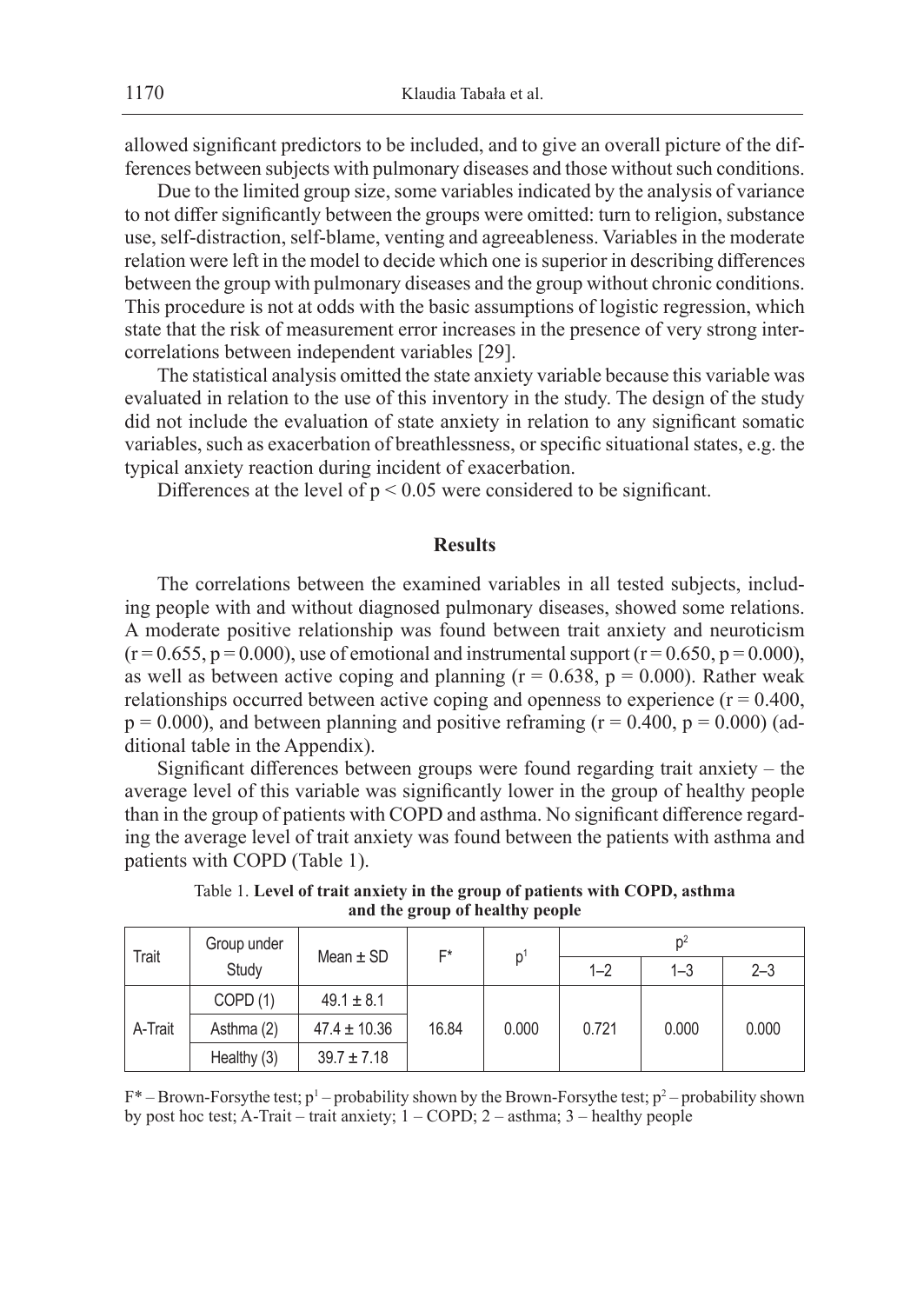allowed significant predictors to be included, and to give an overall picture of the differences between subjects with pulmonary diseases and those without such conditions.

Due to the limited group size, some variables indicated by the analysis of variance to not differ significantly between the groups were omitted: turn to religion, substance use, self-distraction, self-blame, venting and agreeableness. Variables in the moderate relation were left in the model to decide which one is superior in describing differences between the group with pulmonary diseases and the group without chronic conditions. This procedure is not at odds with the basic assumptions of logistic regression, which state that the risk of measurement error increases in the presence of very strong intercorrelations between independent variables [29].

The statistical analysis omitted the state anxiety variable because this variable was evaluated in relation to the use of this inventory in the study. The design of the study did not include the evaluation of state anxiety in relation to any significant somatic variables, such as exacerbation of breathlessness, or specific situational states, e.g. the typical anxiety reaction during incident of exacerbation.

Differences at the level of $p < 0.05$ were considered to be significant.

## Results

The correlations between the examined variables in all tested subjects, including people with and without diagnosed pulmonary diseases, showed some relations. A moderate positive relationship was found between trait anxiety and neuroticism ($r = 0.655$, $p = 0.000$), use of emotional and instrumental support ($r = 0.650$, $p = 0.000$), as well as between active coping and planning ($r = 0.638$, $p = 0.000$). Rather weak relationships occurred between active coping and openness to experience ($r = 0.400$, $p = 0.000$), and between planning and positive reframing ($r = 0.400$, $p = 0.000$) (additional table in the Appendix).

Significant differences between groups were found regarding trait anxiety – the average level of this variable was significantly lower in the group of healthy people than in the group of patients with COPD and asthma. No significant difference regarding the average level of trait anxiety was found between the patients with asthma and patients with COPD (Table 1).

Table 1. **Level of trait anxiety in the group of patients with COPD, asthma and the group of healthy people**

| Trait | Group under Study | Mean ± SD | F* | $p^1$ | $p^2$ | | |
|---|---|---|---|---|---|---|---|
| | | | | | 1–2 | 1–3 | 2–3 |
| A-Trait | COPD (1) | 49.1 ± 8.1 | 16.84 | 0.000 | 0.721 | 0.000 | 0.000 |
| | Asthma (2) | 47.4 ± 10.36 | | | | | |
| | Healthy (3) | 39.7 ± 7.18 | | | | | |

F* – Brown-Forsythe test; $p^1$ – probability shown by the Brown-Forsythe test; $p^2$ – probability shown by post hoc test; A-Trait – trait anxiety; 1 – COPD; 2 – asthma; 3 – healthy people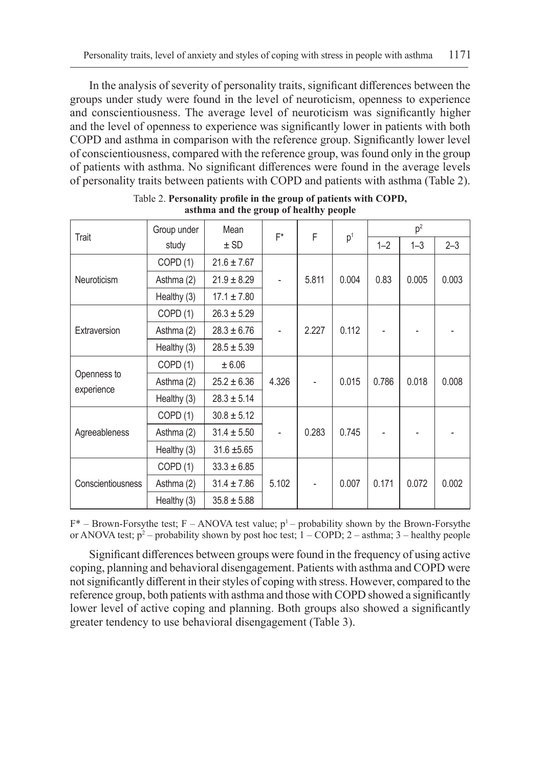In the analysis of severity of personality traits, significant differences between the groups under study were found in the level of neuroticism, openness to experience and conscientiousness. The average level of neuroticism was significantly higher and the level of openness to experience was significantly lower in patients with both COPD and asthma in comparison with the reference group. Significantly lower level of conscientiousness, compared with the reference group, was found only in the group of patients with asthma. No significant differences were found in the average levels of personality traits between patients with COPD and patients with asthma (Table 2).

Table 2. **Personality profile in the group of patients with COPD, asthma and the group of healthy people**

| Trait | Group under study | Mean ± SD | F* | F | $p^1$ | $p^2$ | | |
|---|---|---|---|---|---|---|---|---|
| | | | | | | 1–2 | 1–3 | 2–3 |
| Neuroticism | COPD (1) | 21.6 ± 7.67 | - | 5.811 | 0.004 | 0.83 | 0.005 | 0.003 |
| | Asthma (2) | 21.9 ± 8.29 | | | | | | |
| | Healthy (3) | 17.1 ± 7.80 | | | | | | |
| Extraversion | COPD (1) | 26.3 ± 5.29 | - | 2.227 | 0.112 | - | - | - |
| | Asthma (2) | 28.3 ± 6.76 | | | | | | |
| | Healthy (3) | 28.5 ± 5.39 | | | | | | |
| Openness to experience | COPD (1) | ± 6.06 | 4.326 | - | 0.015 | 0.786 | 0.018 | 0.008 |
| | Asthma (2) | 25.2 ± 6.36 | | | | | | |
| | Healthy (3) | 28.3 ± 5.14 | | | | | | |
| Agreeableness | COPD (1) | 30.8 ± 5.12 | - | 0.283 | 0.745 | - | - | - |
| | Asthma (2) | 31.4 ± 5.50 | | | | | | |
| | Healthy (3) | 31.6 ±5.65 | | | | | | |
| Conscientiousness | COPD (1) | 33.3 ± 6.85 | 5.102 | - | 0.007 | 0.171 | 0.072 | 0.002 |
| | Asthma (2) | 31.4 ± 7.86 | | | | | | |
| | Healthy (3) | 35.8 ± 5.88 | | | | | | |

F* – Brown-Forsythe test; F – ANOVA test value; $p^1$ – probability shown by the Brown-Forsythe or ANOVA test; $p^2$ – probability shown by post hoc test; 1 – COPD; 2 – asthma; 3 – healthy people

Significant differences between groups were found in the frequency of using active coping, planning and behavioral disengagement. Patients with asthma and COPD were not significantly different in their styles of coping with stress. However, compared to the reference group, both patients with asthma and those with COPD showed a significantly lower level of active coping and planning. Both groups also showed a significantly greater tendency to use behavioral disengagement (Table 3).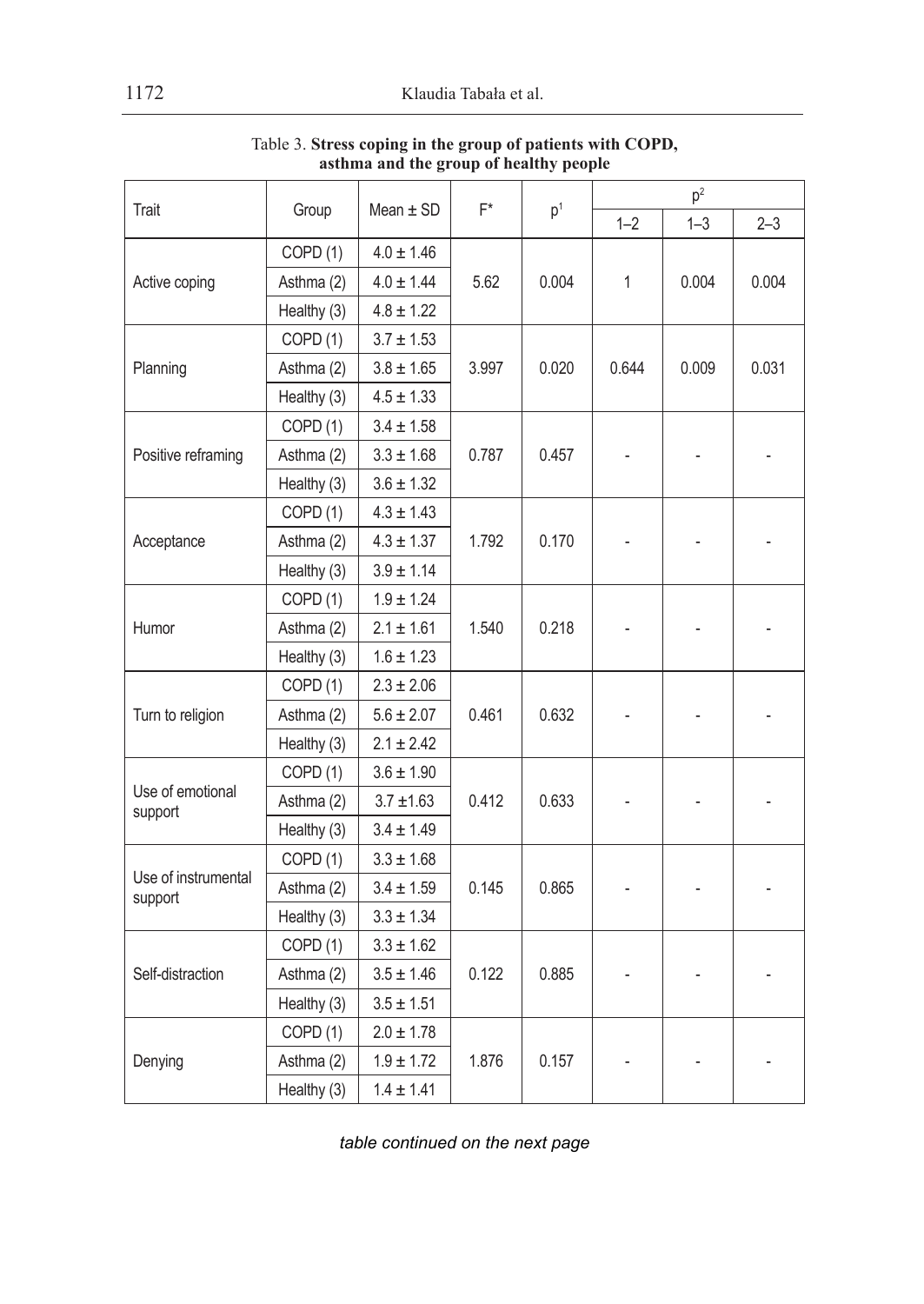Table 3. **Stress coping in the group of patients with COPD, asthma and the group of healthy people**

| Trait | Group | Mean ± SD | F* | p[1] | p[2] | | |
|---|---|---|---|---|---|---|---|
| | | | | | 1–2 | 1–3 | 2–3 |
| Active coping | COPD (1) | 4.0 ± 1.46 | 5.62 | 0.004 | 1 | 0.004 | 0.004 |
| | Asthma (2) | 4.0 ± 1.44 | | | | | |
| | Healthy (3) | 4.8 ± 1.22 | | | | | |
| Planning | COPD (1) | 3.7 ± 1.53 | 3.997 | 0.020 | 0.644 | 0.009 | 0.031 |
| | Asthma (2) | 3.8 ± 1.65 | | | | | |
| | Healthy (3) | 4.5 ± 1.33 | | | | | |
| Positive reframing | COPD (1) | 3.4 ± 1.58 | 0.787 | 0.457 | - | - | - |
| | Asthma (2) | 3.3 ± 1.68 | | | | | |
| | Healthy (3) | 3.6 ± 1.32 | | | | | |
| Acceptance | COPD (1) | 4.3 ± 1.43 | 1.792 | 0.170 | - | - | - |
| | Asthma (2) | 4.3 ± 1.37 | | | | | |
| | Healthy (3) | 3.9 ± 1.14 | | | | | |
| Humor | COPD (1) | 1.9 ± 1.24 | 1.540 | 0.218 | - | - | - |
| | Asthma (2) | 2.1 ± 1.61 | | | | | |
| | Healthy (3) | 1.6 ± 1.23 | | | | | |
| Turn to religion | COPD (1) | 2.3 ± 2.06 | 0.461 | 0.632 | - | - | - |
| | Asthma (2) | 5.6 ± 2.07 | | | | | |
| | Healthy (3) | 2.1 ± 2.42 | | | | | |
| Use of emotional support | COPD (1) | 3.6 ± 1.90 | 0.412 | 0.633 | - | - | - |
| | Asthma (2) | 3.7 ±1.63 | | | | | |
| | Healthy (3) | 3.4 ± 1.49 | | | | | |
| Use of instrumental support | COPD (1) | 3.3 ± 1.68 | 0.145 | 0.865 | - | - | - |
| | Asthma (2) | 3.4 ± 1.59 | | | | | |
| | Healthy (3) | 3.3 ± 1.34 | | | | | |
| Self-distraction | COPD (1) | 3.3 ± 1.62 | 0.122 | 0.885 | - | - | - |
| | Asthma (2) | 3.5 ± 1.46 | | | | | |
| | Healthy (3) | 3.5 ± 1.51 | | | | | |
| Denying | COPD (1) | 2.0 ± 1.78 | 1.876 | 0.157 | - | - | - |
| | Asthma (2) | 1.9 ± 1.72 | | | | | |
| | Healthy (3) | 1.4 ± 1.41 | | | | | |

*table continued on the next page*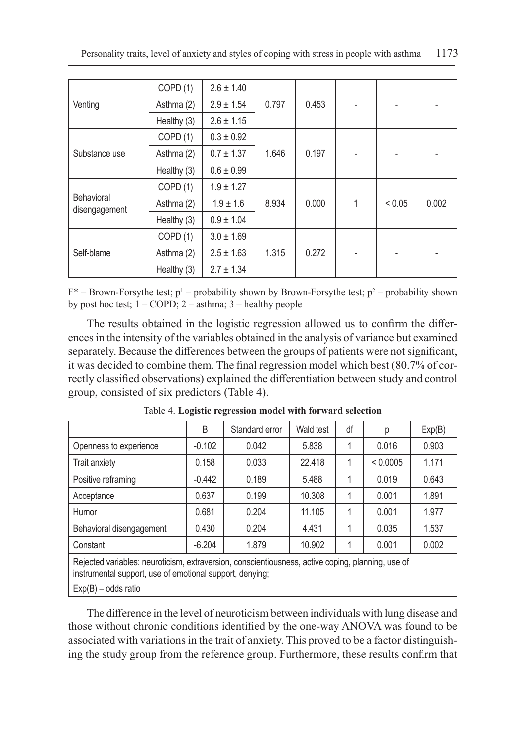| | | | | | | | |
|---|---|---|---|---|---|---|---|
| Venting | COPD (1) | 2.6 ± 1.40 | 0.797 | 0.453 | - | - | - |
| | Asthma (2) | 2.9 ± 1.54 | | | | | |
| | Healthy (3) | 2.6 ± 1.15 | | | | | |
| Substance use | COPD (1) | 0.3 ± 0.92 | 1.646 | 0.197 | - | - | - |
| | Asthma (2) | 0.7 ± 1.37 | | | | | |
| | Healthy (3) | 0.6 ± 0.99 | | | | | |
| Behavioral disengagement | COPD (1) | 1.9 ± 1.27 | 8.934 | 0.000 | 1 | < 0.05 | 0.002 |
| | Asthma (2) | 1.9 ± 1.6 | | | | | |
| | Healthy (3) | 0.9 ± 1.04 | | | | | |
| Self-blame | COPD (1) | 3.0 ± 1.69 | 1.315 | 0.272 | - | - | - |
| | Asthma (2) | 2.5 ± 1.63 | | | | | |
| | Healthy (3) | 2.7 ± 1.34 | | | | | |

$F^*$ – Brown-Forsythe test; $p^1$ – probability shown by Brown-Forsythe test; $p^2$ – probability shown by post hoc test; 1 – COPD; 2 – asthma; 3 – healthy people

The results obtained in the logistic regression allowed us to confirm the differences in the intensity of the variables obtained in the analysis of variance but examined separately. Because the differences between the groups of patients were not significant, it was decided to combine them. The final regression model which best (80.7% of correctly classified observations) explained the differentiation between study and control group, consisted of six predictors (Table 4).

Table 4. **Logistic regression model with forward selection**

| | B | Standard error | Wald test | df | p | Exp(B) |
|---|---|---|---|---|---|---|
| Openness to experience | -0.102 | 0.042 | 5.838 | 1 | 0.016 | 0.903 |
| Trait anxiety | 0.158 | 0.033 | 22.418 | 1 | < 0.0005 | 1.171 |
| Positive reframing | -0.442 | 0.189 | 5.488 | 1 | 0.019 | 0.643 |
| Acceptance | 0.637 | 0.199 | 10.308 | 1 | 0.001 | 1.891 |
| Humor | 0.681 | 0.204 | 11.105 | 1 | 0.001 | 1.977 |
| Behavioral disengagement | 0.430 | 0.204 | 4.431 | 1 | 0.035 | 1.537 |
| Constant | -6.204 | 1.879 | 10.902 | 1 | 0.001 | 0.002 |

Rejected variables: neuroticism, extraversion, conscientiousness, active coping, planning, use of instrumental support, use of emotional support, denying;

Exp(B) – odds ratio

The difference in the level of neuroticism between individuals with lung disease and those without chronic conditions identified by the one-way ANOVA was found to be associated with variations in the trait of anxiety. This proved to be a factor distinguishing the study group from the reference group. Furthermore, these results confirm that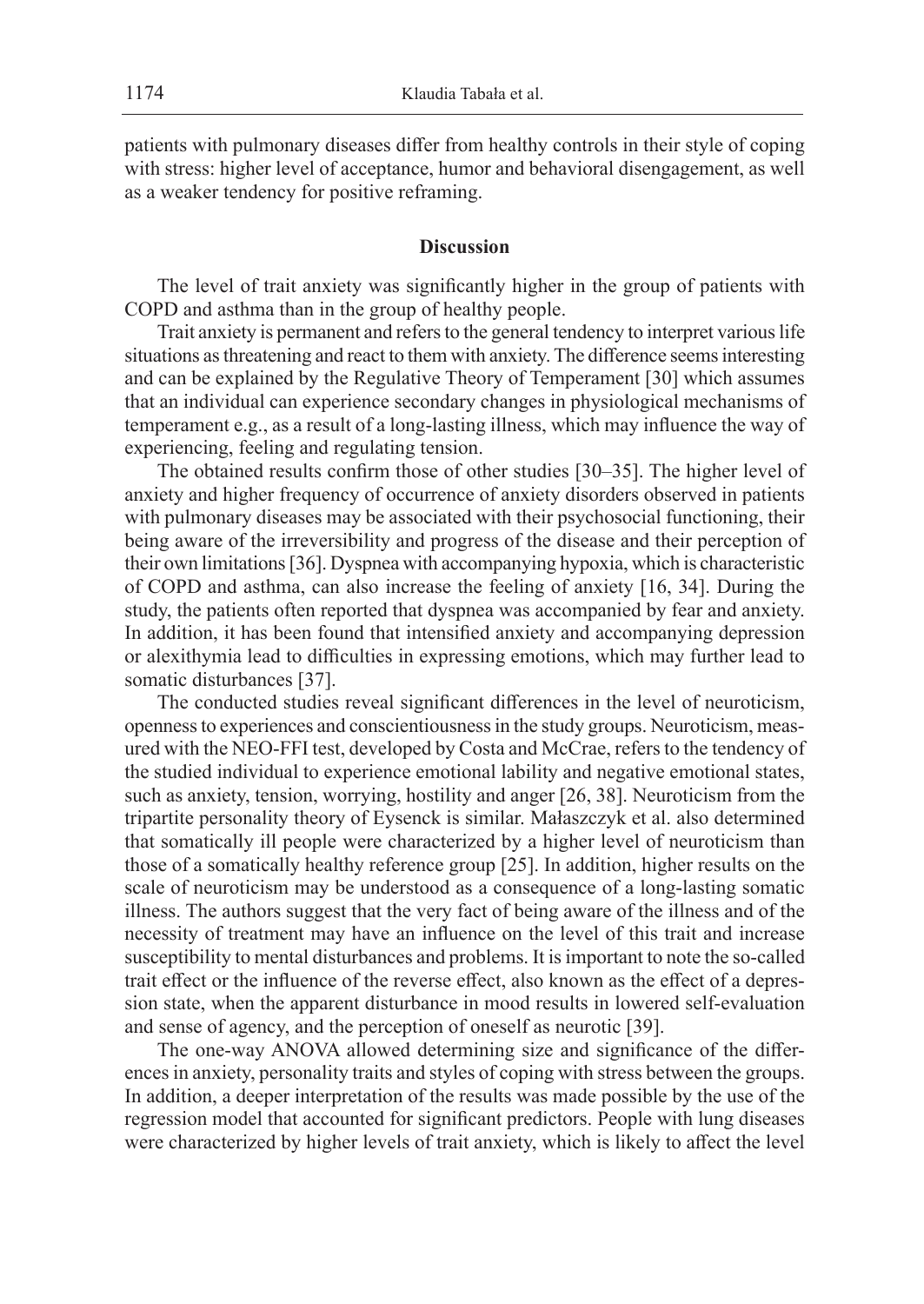patients with pulmonary diseases differ from healthy controls in their style of coping with stress: higher level of acceptance, humor and behavioral disengagement, as well as a weaker tendency for positive reframing.

## Discussion

The level of trait anxiety was significantly higher in the group of patients with COPD and asthma than in the group of healthy people.

Trait anxiety is permanent and refers to the general tendency to interpret various life situations as threatening and react to them with anxiety. The difference seems interesting and can be explained by the Regulative Theory of Temperament [30] which assumes that an individual can experience secondary changes in physiological mechanisms of temperament e.g., as a result of a long-lasting illness, which may influence the way of experiencing, feeling and regulating tension.

The obtained results confirm those of other studies [30–35]. The higher level of anxiety and higher frequency of occurrence of anxiety disorders observed in patients with pulmonary diseases may be associated with their psychosocial functioning, their being aware of the irreversibility and progress of the disease and their perception of their own limitations [36]. Dyspnea with accompanying hypoxia, which is characteristic of COPD and asthma, can also increase the feeling of anxiety [16, 34]. During the study, the patients often reported that dyspnea was accompanied by fear and anxiety. In addition, it has been found that intensified anxiety and accompanying depression or alexithymia lead to difficulties in expressing emotions, which may further lead to somatic disturbances [37].

The conducted studies reveal significant differences in the level of neuroticism, openness to experiences and conscientiousness in the study groups. Neuroticism, measured with the NEO-FFI test, developed by Costa and McCrae, refers to the tendency of the studied individual to experience emotional lability and negative emotional states, such as anxiety, tension, worrying, hostility and anger [26, 38]. Neuroticism from the tripartite personality theory of Eysenck is similar. Małaszczyk et al. also determined that somatically ill people were characterized by a higher level of neuroticism than those of a somatically healthy reference group [25]. In addition, higher results on the scale of neuroticism may be understood as a consequence of a long-lasting somatic illness. The authors suggest that the very fact of being aware of the illness and of the necessity of treatment may have an influence on the level of this trait and increase susceptibility to mental disturbances and problems. It is important to note the so-called trait effect or the influence of the reverse effect, also known as the effect of a depression state, when the apparent disturbance in mood results in lowered self-evaluation and sense of agency, and the perception of oneself as neurotic [39].

The one-way ANOVA allowed determining size and significance of the differences in anxiety, personality traits and styles of coping with stress between the groups. In addition, a deeper interpretation of the results was made possible by the use of the regression model that accounted for significant predictors. People with lung diseases were characterized by higher levels of trait anxiety, which is likely to affect the level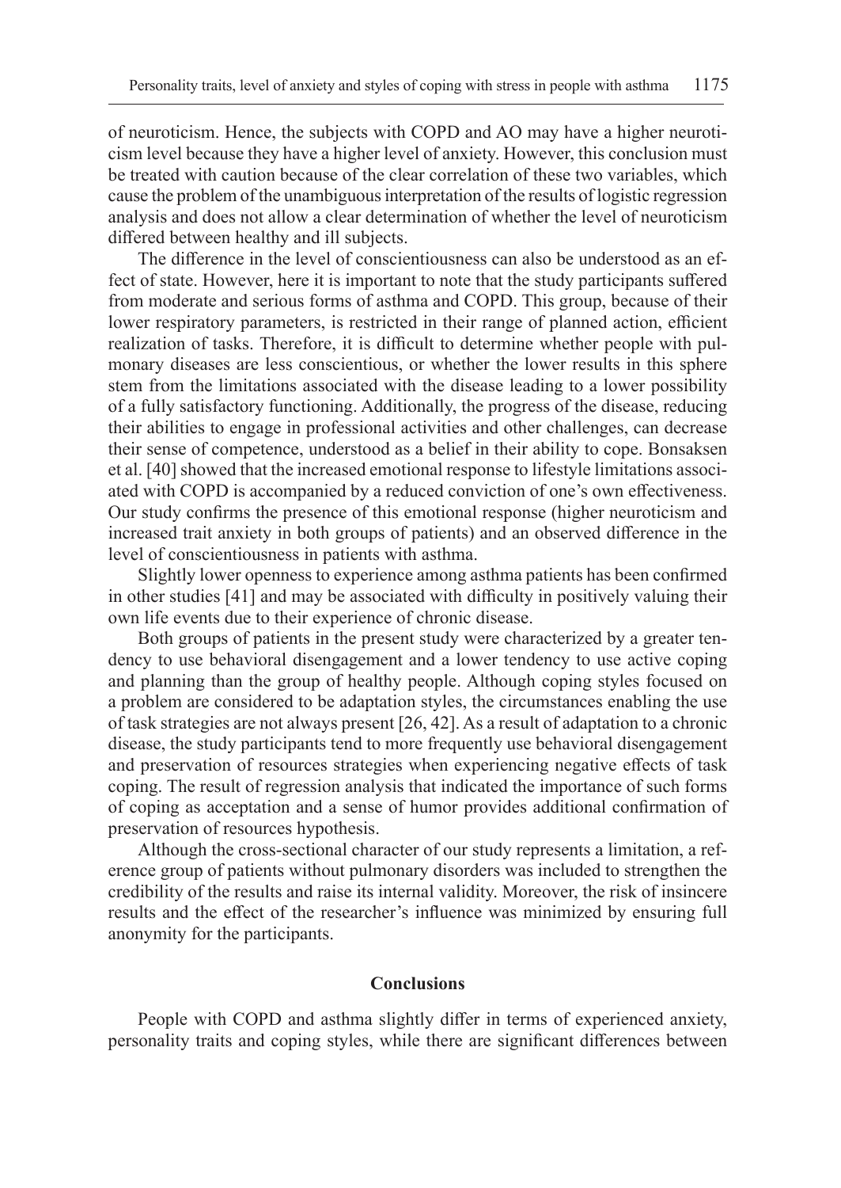of neuroticism. Hence, the subjects with COPD and AO may have a higher neuroticism level because they have a higher level of anxiety. However, this conclusion must be treated with caution because of the clear correlation of these two variables, which cause the problem of the unambiguous interpretation of the results of logistic regression analysis and does not allow a clear determination of whether the level of neuroticism differed between healthy and ill subjects.

The difference in the level of conscientiousness can also be understood as an effect of state. However, here it is important to note that the study participants suffered from moderate and serious forms of asthma and COPD. This group, because of their lower respiratory parameters, is restricted in their range of planned action, efficient realization of tasks. Therefore, it is difficult to determine whether people with pulmonary diseases are less conscientious, or whether the lower results in this sphere stem from the limitations associated with the disease leading to a lower possibility of a fully satisfactory functioning. Additionally, the progress of the disease, reducing their abilities to engage in professional activities and other challenges, can decrease their sense of competence, understood as a belief in their ability to cope. Bonsaksen et al. [40] showed that the increased emotional response to lifestyle limitations associated with COPD is accompanied by a reduced conviction of one's own effectiveness. Our study confirms the presence of this emotional response (higher neuroticism and increased trait anxiety in both groups of patients) and an observed difference in the level of conscientiousness in patients with asthma.

Slightly lower openness to experience among asthma patients has been confirmed in other studies [41] and may be associated with difficulty in positively valuing their own life events due to their experience of chronic disease.

Both groups of patients in the present study were characterized by a greater tendency to use behavioral disengagement and a lower tendency to use active coping and planning than the group of healthy people. Although coping styles focused on a problem are considered to be adaptation styles, the circumstances enabling the use of task strategies are not always present [26, 42]. As a result of adaptation to a chronic disease, the study participants tend to more frequently use behavioral disengagement and preservation of resources strategies when experiencing negative effects of task coping. The result of regression analysis that indicated the importance of such forms of coping as acceptation and a sense of humor provides additional confirmation of preservation of resources hypothesis.

Although the cross-sectional character of our study represents a limitation, a reference group of patients without pulmonary disorders was included to strengthen the credibility of the results and raise its internal validity. Moreover, the risk of insincere results and the effect of the researcher's influence was minimized by ensuring full anonymity for the participants.

## Conclusions

People with COPD and asthma slightly differ in terms of experienced anxiety, personality traits and coping styles, while there are significant differences between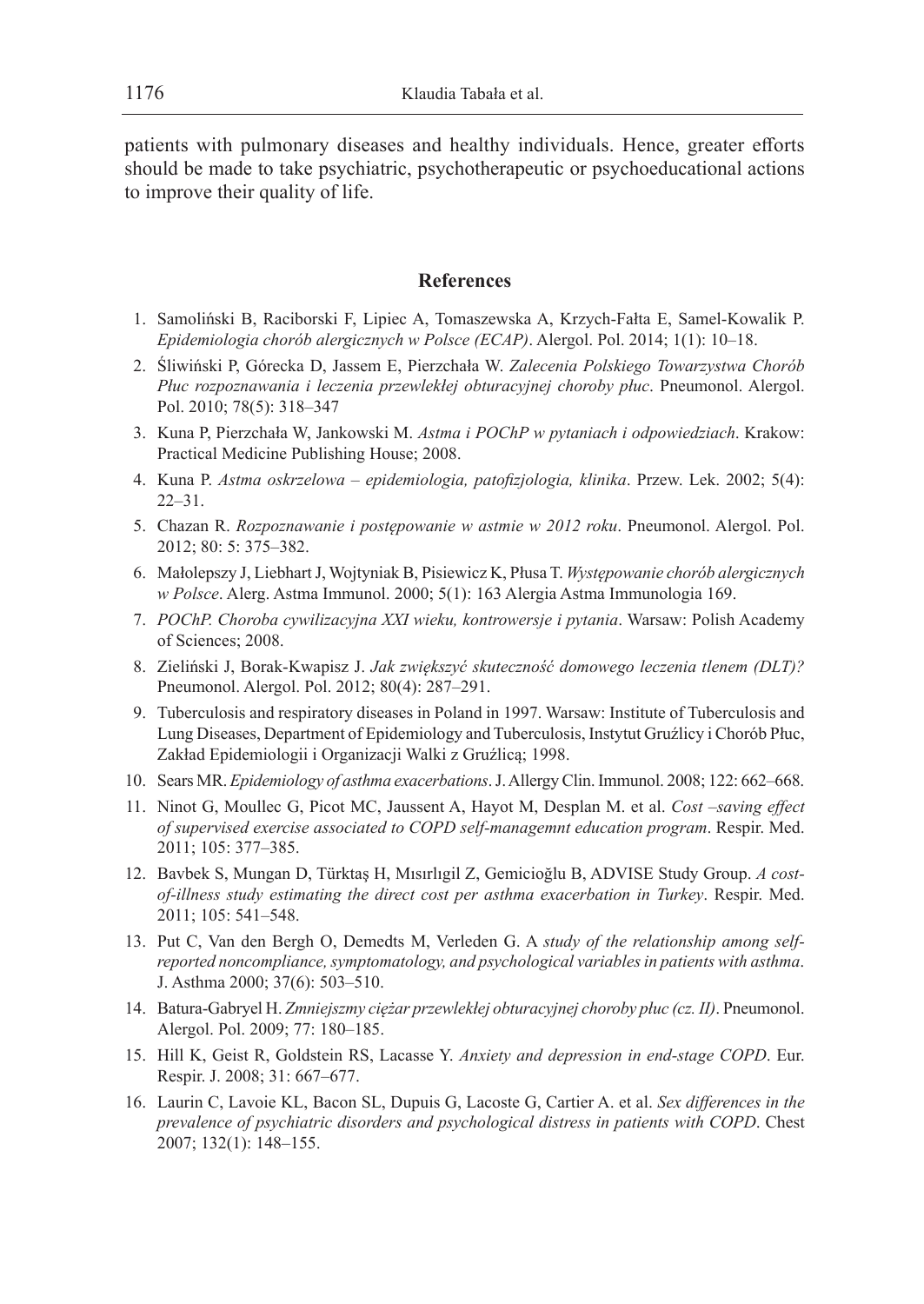patients with pulmonary diseases and healthy individuals. Hence, greater efforts should be made to take psychiatric, psychotherapeutic or psychoeducational actions to improve their quality of life.

## References

1. Samoliński B, Raciborski F, Lipiec A, Tomaszewska A, Krzych-Fałta E, Samel-Kowalik P. *Epidemiologia chorób alergicznych w Polsce (ECAP)*. Alergol. Pol. 2014; 1(1): 10–18.
2. Śliwiński P, Górecka D, Jassem E, Pierzchała W. *Zalecenia Polskiego Towarzystwa Chorób Płuc rozpoznawania i leczenia przewlekłej obturacyjnej choroby płuc*. Pneumonol. Alergol. Pol. 2010; 78(5): 318–347
3. Kuna P, Pierzchała W, Jankowski M. *Astma i POChP w pytaniach i odpowiedziach*. Krakow: Practical Medicine Publishing House; 2008.
4. Kuna P. *Astma oskrzelowa – epidemiologia, patofizjologia, klinika*. Przew. Lek. 2002; 5(4): 22–31.
5. Chazan R. *Rozpoznawanie i postępowanie w astmie w 2012 roku*. Pneumonol. Alergol. Pol. 2012; 80: 5: 375–382.
6. Małolepszy J, Liebhart J, Wojtyniak B, Pisiewicz K, Płusa T. *Występowanie chorób alergicznych w Polsce*. Alerg. Astma Immunol. 2000; 5(1): 163 Alergia Astma Immunologia 169.
7. *POChP. Choroba cywilizacyjna XXI wieku, kontrowersje i pytania*. Warsaw: Polish Academy of Sciences; 2008.
8. Zieliński J, Borak-Kwapisz J. *Jak zwiększyć skuteczność domowego leczenia tlenem (DLT)?* Pneumonol. Alergol. Pol. 2012; 80(4): 287–291.
9. Tuberculosis and respiratory diseases in Poland in 1997. Warsaw: Institute of Tuberculosis and Lung Diseases, Department of Epidemiology and Tuberculosis, Instytut Gruźlicy i Chorób Płuc, Zakład Epidemiologii i Organizacji Walki z Gruźlicą; 1998.
10. Sears MR. *Epidemiology of asthma exacerbations*. J. Allergy Clin. Immunol. 2008; 122: 662–668.
11. Ninot G, Moullec G, Picot MC, Jaussent A, Hayot M, Desplan M. et al. *Cost –saving effect of supervised exercise associated to COPD self-managemnt education program*. Respir. Med. 2011; 105: 377–385.
12. Bavbek S, Mungan D, Türktaş H, Mısırlıgil Z, Gemicioğlu B, ADVISE Study Group. *A cost-of-illness study estimating the direct cost per asthma exacerbation in Turkey*. Respir. Med. 2011; 105: 541–548.
13. Put C, Van den Bergh O, Demedts M, Verleden G. A *study of the relationship among self-reported noncompliance, symptomatology, and psychological variables in patients with asthma*. J. Asthma 2000; 37(6): 503–510.
14. Batura-Gabryel H. *Zmniejszmy ciężar przewlekłej obturacyjnej choroby płuc (cz. II)*. Pneumonol. Alergol. Pol. 2009; 77: 180–185.
15. Hill K, Geist R, Goldstein RS, Lacasse Y. *Anxiety and depression in end-stage COPD*. Eur. Respir. J. 2008; 31: 667–677.
16. Laurin C, Lavoie KL, Bacon SL, Dupuis G, Lacoste G, Cartier A. et al. *Sex differences in the prevalence of psychiatric disorders and psychological distress in patients with COPD*. Chest 2007; 132(1): 148–155.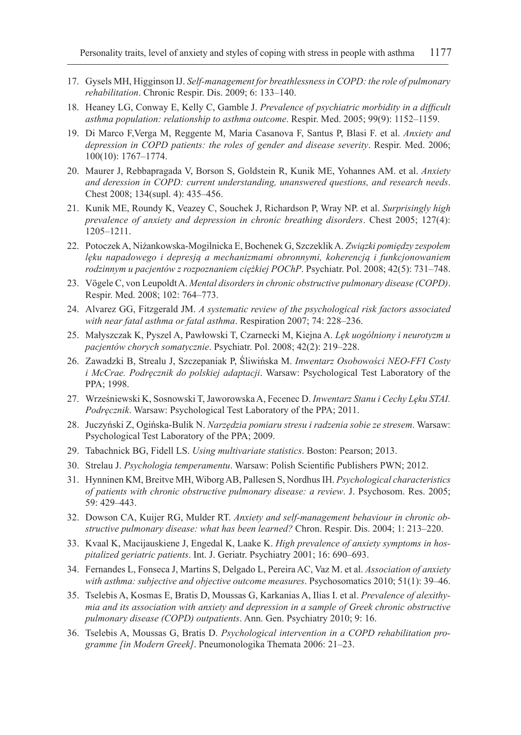17. Gysels MH, Higginson IJ. *Self-management for breathlessness in COPD: the role of pulmonary rehabilitation*. Chronic Respir. Dis. 2009; 6: 133–140.
18. Heaney LG, Conway E, Kelly C, Gamble J. *Prevalence of psychiatric morbidity in a difficult asthma population: relationship to asthma outcome*. Respir. Med. 2005; 99(9): 1152–1159.
19. Di Marco F,Verga M, Reggente M, Maria Casanova F, Santus P, Blasi F. et al. *Anxiety and depression in COPD patients: the roles of gender and disease severity*. Respir. Med. 2006; 100(10): 1767–1774.
20. Maurer J, Rebbapragada V, Borson S, Goldstein R, Kunik ME, Yohannes AM. et al. *Anxiety and deression in COPD: current understanding, unanswered questions, and research needs*. Chest 2008; 134(supl. 4): 435–456.
21. Kunik ME, Roundy K, Veazey C, Souchek J, Richardson P, Wray NP. et al. *Surprisingly high prevalence of anxiety and depression in chronic breathing disorders*. Chest 2005; 127(4): 1205–1211.
22. Potoczek A, Niżankowska-Mogilnicka E, Bochenek G, Szczeklik A. *Związki pomiędzy zespołem lęku napadowego i depresją a mechanizmami obronnymi, koherencją i funkcjonowaniem rodzinnym u pacjentów z rozpoznaniem ciężkiej POChP*. Psychiatr. Pol. 2008; 42(5): 731–748.
23. Vögele C, von Leupoldt A. *Mental disorders in chronic obstructive pulmonary disease (COPD)*. Respir. Med. 2008; 102: 764–773.
24. Alvarez GG, Fitzgerald JM. *A systematic review of the psychological risk factors associated with near fatal asthma or fatal asthma*. Respiration 2007; 74: 228–236.
25. Małyszczak K, Pyszel A, Pawłowski T, Czarnecki M, Kiejna A. *Lęk uogólniony i neurotyzm u pacjentów chorych somatycznie*. Psychiatr. Pol. 2008; 42(2): 219–228.
26. Zawadzki B, Strealu J, Szczepaniak P, Śliwińska M. *Inwentarz Osobowości NEO-FFI Costy i McCrae. Podręcznik do polskiej adaptacji*. Warsaw: Psychological Test Laboratory of the PPA; 1998.
27. Wrześniewski K, Sosnowski T, Jaworowska A, Fecenec D. *Inwentarz Stanu i Cechy Lęku STAI. Podręcznik*. Warsaw: Psychological Test Laboratory of the PPA; 2011.
28. Juczyński Z, Ogińska-Bulik N. *Narzędzia pomiaru stresu i radzenia sobie ze stresem*. Warsaw: Psychological Test Laboratory of the PPA; 2009.
29. Tabachnick BG, Fidell LS. *Using multivariate statistics*. Boston: Pearson; 2013.
30. Strelau J. *Psychologia temperamentu*. Warsaw: Polish Scientific Publishers PWN; 2012.
31. Hynninen KM, Breitve MH, Wiborg AB, Pallesen S, Nordhus IH. *Psychological characteristics of patients with chronic obstructive pulmonary disease: a review*. J. Psychosom. Res. 2005; 59: 429–443.
32. Dowson CA, Kuijer RG, Mulder RT. *Anxiety and self-management behaviour in chronic obstructive pulmonary disease: what has been learned?* Chron. Respir. Dis. 2004; 1: 213–220.
33. Kvaal K, Macijauskiene J, Engedal K, Laake K. *High prevalence of anxiety symptoms in hospitalized geriatric patients*. Int. J. Geriatr. Psychiatry 2001; 16: 690–693.
34. Fernandes L, Fonseca J, Martins S, Delgado L, Pereira AC, Vaz M. et al. *Association of anxiety with asthma: subjective and objective outcome measures*. Psychosomatics 2010; 51(1): 39–46.
35. Tselebis A, Kosmas E, Bratis D, Moussas G, Karkanias A, Ilias I. et al. *Prevalence of alexithymia and its association with anxiety and depression in a sample of Greek chronic obstructive pulmonary disease (COPD) outpatients*. Ann. Gen. Psychiatry 2010; 9: 16.
36. Tselebis A, Moussas G, Bratis D. *Psychological intervention in a COPD rehabilitation programme [in Modern Greek]*. Pneumonologika Themata 2006: 21–23.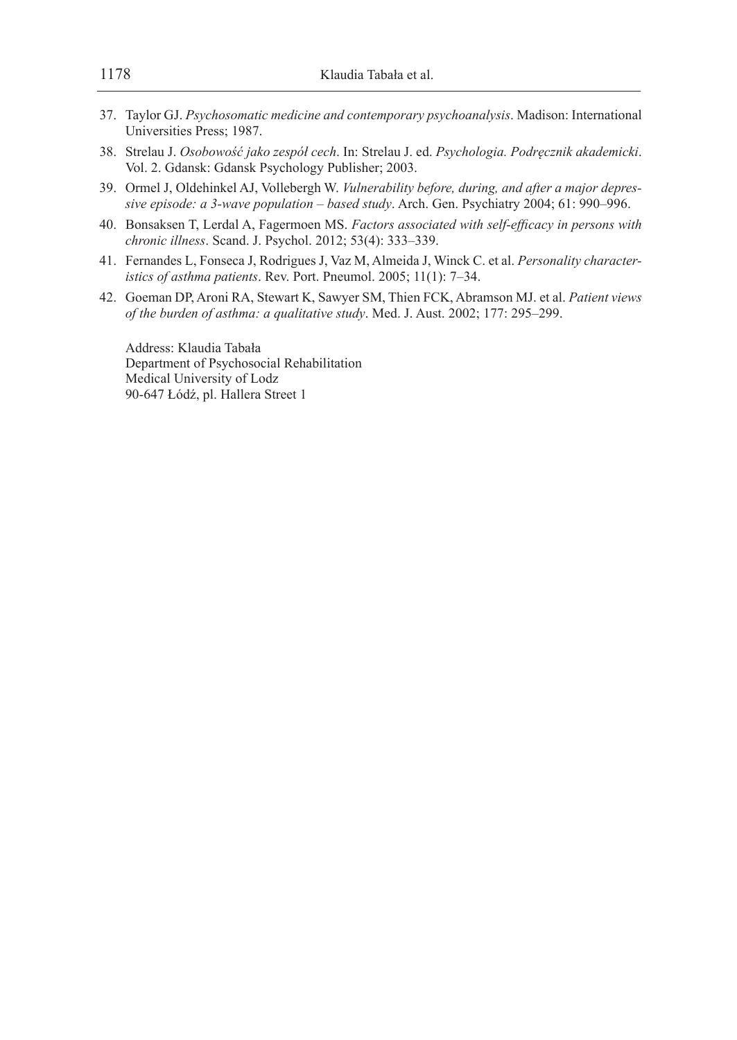37. Taylor GJ. *Psychosomatic medicine and contemporary psychoanalysis*. Madison: International Universities Press; 1987.
38. Strelau J. *Osobowość jako zespół cech*. In: Strelau J. ed. *Psychologia. Podręcznik akademicki*. Vol. 2. Gdansk: Gdansk Psychology Publisher; 2003.
39. Ormel J, Oldehinkel AJ, Vollebergh W. *Vulnerability before, during, and after a major depressive episode: a 3-wave population – based study*. Arch. Gen. Psychiatry 2004; 61: 990–996.
40. Bonsaksen T, Lerdal A, Fagermoen MS. *Factors associated with self-efficacy in persons with chronic illness*. Scand. J. Psychol. 2012; 53(4): 333–339.
41. Fernandes L, Fonseca J, Rodrigues J, Vaz M, Almeida J, Winck C. et al. *Personality characteristics of asthma patients*. Rev. Port. Pneumol. 2005; 11(1): 7–34.
42. Goeman DP, Aroni RA, Stewart K, Sawyer SM, Thien FCK, Abramson MJ. et al. *Patient views of the burden of asthma: a qualitative study*. Med. J. Aust. 2002; 177: 295–299.

Address: Klaudia Tabała
Department of Psychosocial Rehabilitation
Medical University of Lodz
90-647 Łódź, pl. Hallera Street 1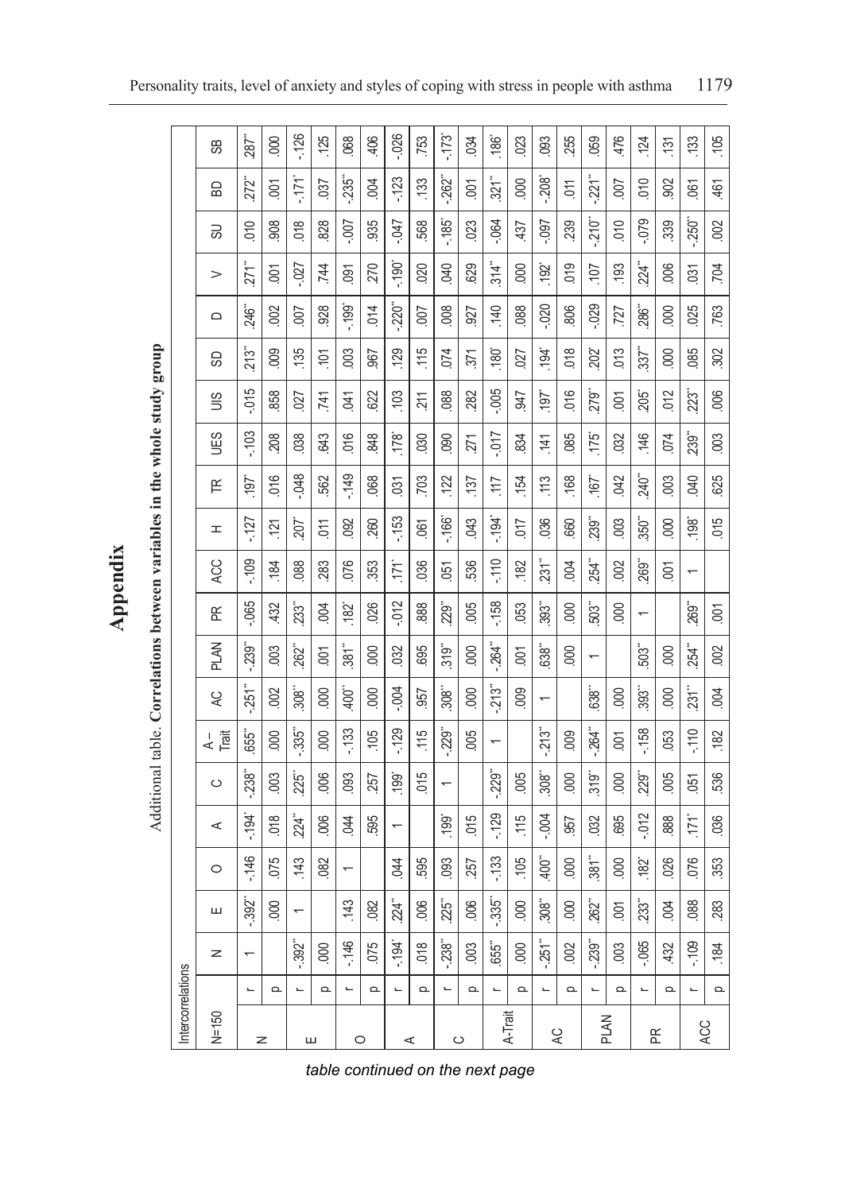# Appendix

Additional table. **Correlations between variables in the whole study group**

| Intercorrelations N=150 | | N | E | O | A | C | A – Trait | AC | PLAN | PR | ACC | H | TR | UES | UIS | SD | D | V | SU | BD | SB |
|---|---|---|---|---|---|---|---|---|---|---|---|---|---|---|---|---|---|---|---|---|---|
| N | r | 1 | -.392** | -.146 | -.194* | -.238** | .655** | -.251** | -.239** | -.065 | -.109 | -.127 | .197* | -.103 | -.015 | .213** | .246** | .271** | .010 | .272** | .287** |
| | p | | .000 | .075 | .018 | .003 | .000 | .002 | .003 | .432 | .184 | .121 | .016 | .208 | .858 | .009 | .002 | .001 | .908 | .001 | .000 |
| E | r | -.392** | 1 | .143 | .224** | .225** | -.335** | .308** | .262** | .233** | .088 | .207* | -.048 | .038 | .027 | .135 | .007 | -.027 | .018 | -.171* | -.126 |
| | p | .000 | | .082 | .006 | .006 | .000 | .000 | .001 | .004 | .283 | .011 | .562 | .643 | .741 | .101 | .928 | .744 | .828 | .037 | .125 |
| O | r | -.146 | .143 | 1 | .044 | .093 | -.133 | .400** | .381** | .182* | .076 | .092 | -.149 | .016 | .041 | .003 | -.199* | .091 | -.007 | -.235** | .068 |
| | p | .075 | .082 | | .595 | .257 | .105 | .000 | .000 | .026 | .353 | .260 | .068 | .848 | .622 | .967 | .014 | .270 | .935 | .004 | .406 |
| A | r | -.194* | .224** | .044 | 1 | .199* | -.129 | -.004 | .032 | -.012 | .171* | -.153 | .031 | .178* | .103 | .129 | -.220** | -.190* | -.047 | -.123 | -.026 |
| | p | .018 | .006 | .595 | | .015 | .115 | .957 | .695 | .888 | .036 | .061 | .703 | .030 | .211 | .115 | .007 | .020 | .568 | .133 | .753 |
| C | r | -.238** | .225** | .093 | .199* | 1 | -.229** | .308** | .319** | .229** | .051 | -.166* | .122 | .090 | .088 | .074 | .008 | .040 | -.185* | -.262** | -.173* |
| | p | .003 | .006 | .257 | .015 | | .005 | .000 | .000 | .005 | .536 | .043 | .137 | .271 | .282 | .371 | .927 | .629 | .023 | .001 | .034 |
| A-Trait | r | .655** | -.335** | -.133 | -.129 | -.229** | 1 | -.213** | -.264** | -.158 | -.110 | -.194* | .117 | -.017 | -.005 | .180* | .140 | .314** | -.064 | .321** | .186* |
| | p | .000 | .000 | .105 | .115 | .005 | | .009 | .001 | .053 | .182 | .017 | .154 | .834 | .947 | .027 | .088 | .000 | .437 | .000 | .023 |
| AC | r | -.251** | .308** | .400** | -.004 | .308** | -.213** | 1 | .638** | .393** | .231** | .036 | .113 | .141 | .197* | .194* | -.020 | .192* | -.097 | -.208* | .093 |
| | p | .002 | .000 | .000 | .957 | .000 | .009 | | .000 | .000 | .004 | .660 | .168 | .085 | .016 | .018 | .806 | .019 | .239 | .011 | .255 |
| PLAN | r | -.239** | .262** | .381** | .032 | .319** | -.264** | .638** | 1 | .503** | .254** | .239** | .167* | .175* | .279** | .202* | -.029 | .107 | -.210** | -.221** | .059 |
| | p | .003 | .001 | .000 | .695 | .000 | .001 | .000 | | .000 | .002 | .003 | .042 | .032 | .001 | .013 | .727 | .193 | .010 | .007 | .476 |
| PR | r | -.065 | .233** | .182* | -.012 | .229** | -.158 | .393** | .503** | 1 | .269** | .350** | .240** | .146 | .205* | .337** | .286** | .224** | -.079 | .010 | .124 |
| | p | .432 | .004 | .026 | .888 | .005 | .053 | .000 | .000 | | .001 | .000 | .003 | .074 | .012 | .000 | .000 | .006 | .339 | .902 | .131 |
| ACC | r | -.109 | .088 | .076 | .171* | .051 | -.110 | .231** | .254** | .269** | 1 | .198* | .040 | .239** | .223** | .085 | .025 | .031 | -.250** | .061 | .133 |
| | p | .184 | .283 | .353 | .036 | .536 | .182 | .004 | .002 | .001 | | .015 | .625 | .003 | .006 | .302 | .763 | .704 | .002 | .461 | .105 |

*table continued on the next page*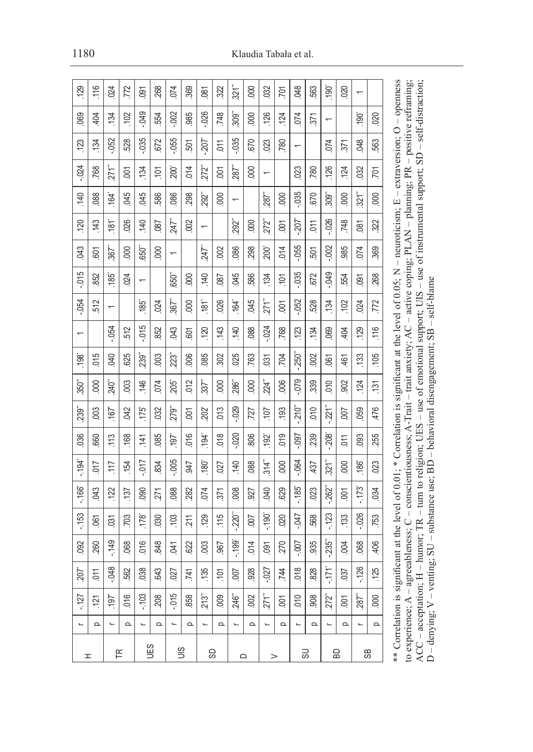| | | | | | | | | | | | | | | | | | | | | | |
|---|---|---|---|---|---|---|---|---|---|---|---|---|---|---|---|---|---|---|---|---|---|
| H | r | -.127 | .207** | .092 | -.153 | -.166* | -.194* | .036 | .239** | .350** | .198* | 1 | -.054 | -.015 | .043 | .120 | .140 | -.024 | .123 | .069 | .129 |
| | p | .121 | .011 | .260 | .061 | .043 | .017 | .660 | .003 | .000 | .015 | | .512 | .852 | .601 | .143 | .088 | .768 | .134 | .404 | .116 |
| TR | r | .197* | -.048 | -.149 | .031 | .122 | .117 | .113 | .167* | .240** | .040 | -.054 | 1 | .185* | .367** | .181* | .164* | .271** | -.052 | .134 | .024 |
| | p | .016 | .562 | .068 | .703 | .137 | .154 | .168 | .042 | .003 | .625 | .512 | | .024 | .000 | .026 | .045 | .001 | .528 | .102 | .772 |
| UES | r | -.103 | .038 | .016 | .178* | .090 | -.017 | .141 | .175* | .146 | .239** | -.015 | .185* | 1 | .650** | .140 | .045 | .134 | -.035 | -.049 | .091 |
| | p | .208 | .643 | .848 | .030 | .271 | .834 | .085 | .032 | .074 | .003 | .852 | .024 | | .000 | .087 | .586 | .101 | .672 | .554 | .268 |
| UIS | r | -.015 | .027 | .041 | .103 | .088 | -.005 | .197* | .279** | .205* | .223** | .043 | .367** | .650** | 1 | .247** | .086 | .200* | -.055 | -.002 | .074 |
| | p | .858 | .741 | .622 | .211 | .282 | .947 | .016 | .001 | .012 | .006 | .601 | .000 | .000 | | .002 | .298 | .014 | .501 | .985 | .369 |
| SD | r | .213** | .135 | .003 | .129 | .074 | .180* | .194* | .202* | .337** | .085 | .120 | .181* | .140 | .247** | 1 | .292** | .272** | -.207* | -.026 | .081 |
| | p | .009 | .101 | .967 | .115 | .371 | .027 | .018 | .013 | .000 | .302 | .143 | .026 | .087 | .002 | | .000 | .001 | .011 | .748 | .322 |
| D | r | .246** | .007 | -.199* | -.220** | .008 | .140 | -.020 | -.029 | .286** | .025 | .140 | .164* | .045 | .086 | .292** | 1 | .287** | -.035 | .309** | .321** |
| | p | .002 | .928 | .014 | .007 | .927 | .088 | .806 | .727 | .000 | .763 | .088 | .045 | .586 | .298 | .000 | | .000 | .670 | .000 | .000 |
| V | r | .271** | -.027 | .091 | -.190* | .040 | .314** | .192* | .107 | .224** | .031 | -.024 | .271** | .134 | .200* | .272** | .287** | 1 | .023 | .126 | .032 |
| | p | .001 | .744 | .270 | .020 | .629 | .000 | .019 | .193 | .006 | .704 | .768 | .001 | .101 | .014 | .001 | .000 | | .780 | .124 | .701 |
| SU | r | .010 | .018 | -.007 | -.047 | -.185* | -.064 | -.097 | -.210** | -.079 | -.250** | .123 | -.052 | -.035 | -.055 | -.207* | -.035 | .023 | 1 | .074 | .048 |
| | p | .908 | .828 | .935 | .568 | .023 | .437 | .239 | .010 | .339 | .002 | .134 | .528 | .672 | .501 | .011 | .670 | .780 | | .371 | .563 |
| BD | r | .272** | -.171* | -.235** | -.123 | -.262** | .321** | -.208* | -.221** | .010 | .061 | .069 | .134 | -.049 | -.002 | -.026 | .309** | .126 | .074 | 1 | .190* |
| | p | .001 | .037 | .004 | .133 | .001 | .000 | .011 | .007 | .902 | .461 | .404 | .102 | .554 | .985 | .748 | .000 | .124 | .371 | | .020 |
| SB | r | .287** | -.126 | .068 | -.026 | -.173* | .186* | .093 | .059 | .124 | .133 | .129 | .024 | .091 | .074 | .081 | .321** | .032 | .048 | .190* | 1 |
| | p | .000 | .125 | .406 | .753 | .034 | .023 | .255 | .476 | .131 | .105 | .116 | .772 | .268 | .369 | .322 | .000 | .701 | .563 | .020 | |

** Correlation is significant at the level of 0.01; * Correlation is significant at the level of 0.05; N – neuroticism; E – extraversion; O – openness to experience; A – agreeableness; C – conscientiousness; A-Trait – trait anxiety; AC – active coping; PLAN – planning; PR – positive reframing; ACC – acceptation; H – humor; TR – turn to religion; UES – use of emotional support; UIS – use of instrumental support; SD – self-distraction; D – denying; V – venting; SU – substance use; BD – behavioral disengagement; SB – self-blame